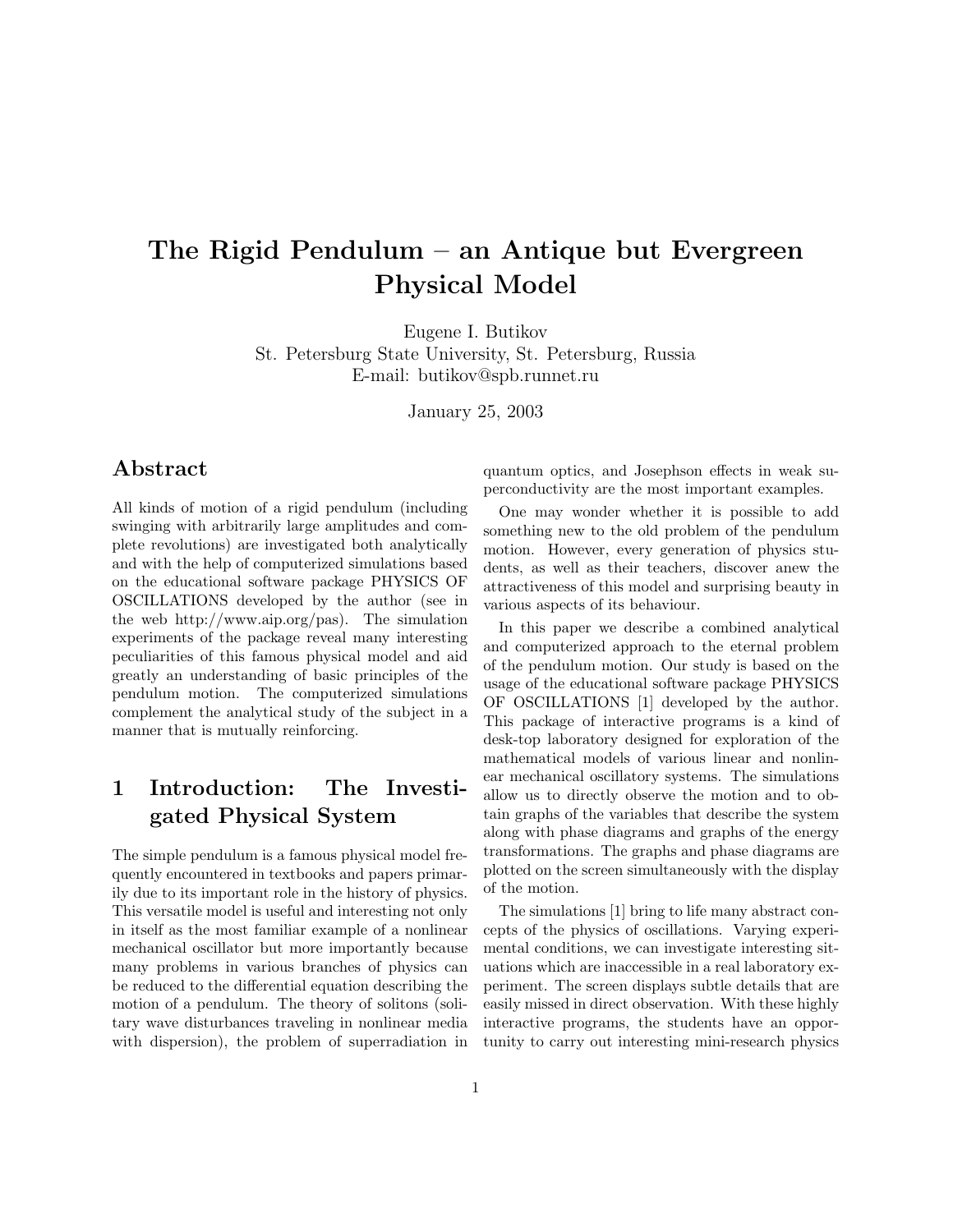# The Rigid Pendulum – an Antique but Evergreen Physical Model

Eugene I. Butikov
St. Petersburg State University, St. Petersburg, Russia
E-mail: butikov@spb.runnet.ru

January 25, 2003

## Abstract

All kinds of motion of a rigid pendulum (including swinging with arbitrarily large amplitudes and complete revolutions) are investigated both analytically and with the help of computerized simulations based on the educational software package PHYSICS OF OSCILLATIONS developed by the author (see in the web http://www.aip.org/pas). The simulation experiments of the package reveal many interesting peculiarities of this famous physical model and aid greatly an understanding of basic principles of the pendulum motion. The computerized simulations complement the analytical study of the subject in a manner that is mutually reinforcing.

## 1 Introduction: The Investigated Physical System

The simple pendulum is a famous physical model frequently encountered in textbooks and papers primarily due to its important role in the history of physics. This versatile model is useful and interesting not only in itself as the most familiar example of a nonlinear mechanical oscillator but more importantly because many problems in various branches of physics can be reduced to the differential equation describing the motion of a pendulum. The theory of solitons (solitary wave disturbances traveling in nonlinear media with dispersion), the problem of superradiation in quantum optics, and Josephson effects in weak superconductivity are the most important examples.

One may wonder whether it is possible to add something new to the old problem of the pendulum motion. However, every generation of physics students, as well as their teachers, discover anew the attractiveness of this model and surprising beauty in various aspects of its behaviour.

In this paper we describe a combined analytical and computerized approach to the eternal problem of the pendulum motion. Our study is based on the usage of the educational software package PHYSICS OF OSCILLATIONS [1] developed by the author. This package of interactive programs is a kind of desk-top laboratory designed for exploration of the mathematical models of various linear and nonlinear mechanical oscillatory systems. The simulations allow us to directly observe the motion and to obtain graphs of the variables that describe the system along with phase diagrams and graphs of the energy transformations. The graphs and phase diagrams are plotted on the screen simultaneously with the display of the motion.

The simulations [1] bring to life many abstract concepts of the physics of oscillations. Varying experimental conditions, we can investigate interesting situations which are inaccessible in a real laboratory experiment. The screen displays subtle details that are easily missed in direct observation. With these highly interactive programs, the students have an opportunity to carry out interesting mini-research physics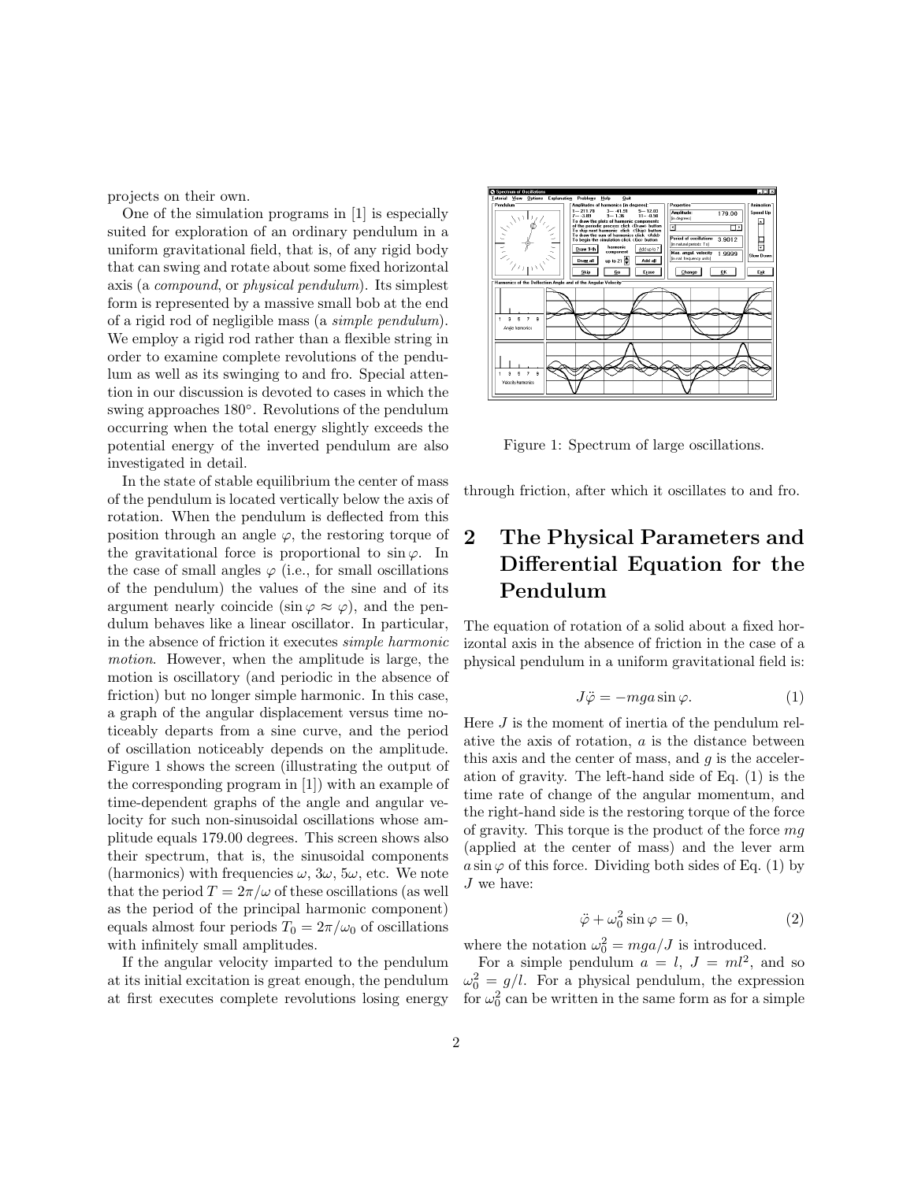projects on their own.

One of the simulation programs in [1] is especially suited for exploration of an ordinary pendulum in a uniform gravitational field, that is, of any rigid body that can swing and rotate about some fixed horizontal axis (a *compound*, or *physical pendulum*). Its simplest form is represented by a massive small bob at the end of a rigid rod of negligible mass (a *simple pendulum*). We employ a rigid rod rather than a flexible string in order to examine complete revolutions of the pendulum as well as its swinging to and fro. Special attention in our discussion is devoted to cases in which the swing approaches 180°. Revolutions of the pendulum occurring when the total energy slightly exceeds the potential energy of the inverted pendulum are also investigated in detail.

In the state of stable equilibrium the center of mass of the pendulum is located vertically below the axis of rotation. When the pendulum is deflected from this position through an angle $\varphi$, the restoring torque of the gravitational force is proportional to $\sin\varphi$. In the case of small angles $\varphi$ (i.e., for small oscillations of the pendulum) the values of the sine and of its argument nearly coincide ($\sin\varphi \approx \varphi$), and the pendulum behaves like a linear oscillator. In particular, in the absence of friction it executes *simple harmonic motion*. However, when the amplitude is large, the motion is oscillatory (and periodic in the absence of friction) but no longer simple harmonic. In this case, a graph of the angular displacement versus time noticeably departs from a sine curve, and the period of oscillation noticeably depends on the amplitude. Figure 1 shows the screen (illustrating the output of the corresponding program in [1]) with an example of time-dependent graphs of the angle and angular velocity for such non-sinusoidal oscillations whose amplitude equals 179.00 degrees. This screen shows also their spectrum, that is, the sinusoidal components (harmonics) with frequencies $\omega$, $3\omega$, $5\omega$, etc. We note that the period $T = 2\pi/\omega$ of these oscillations (as well as the period of the principal harmonic component) equals almost four periods $T_0 = 2\pi/\omega_0$ of oscillations with infinitely small amplitudes.

If the angular velocity imparted to the pendulum at its initial excitation is great enough, the pendulum at first executes complete revolutions losing energy through friction, after which it oscillates to and fro.

Figure 1: Spectrum of large oscillations.

## 2 The Physical Parameters and Differential Equation for the Pendulum

The equation of rotation of a solid about a fixed horizontal axis in the absence of friction in the case of a physical pendulum in a uniform gravitational field is:

$$J\ddot{\varphi} = -mga\sin\varphi. \tag{1}$$

Here $J$ is the moment of inertia of the pendulum relative the axis of rotation, $a$ is the distance between this axis and the center of mass, and $g$ is the acceleration of gravity. The left-hand side of Eq. (1) is the time rate of change of the angular momentum, and the right-hand side is the restoring torque of the force of gravity. This torque is the product of the force $mg$ (applied at the center of mass) and the lever arm $a\sin\varphi$ of this force. Dividing both sides of Eq. (1) by $J$ we have:

$$\ddot{\varphi} + \omega_0^2\sin\varphi = 0, \tag{2}$$

where the notation $\omega_0^2 = mga/J$ is introduced.

For a simple pendulum $a = l$, $J = ml^2$, and so $\omega_0^2 = g/l$. For a physical pendulum, the expression for $\omega_0^2$ can be written in the same form as for a simple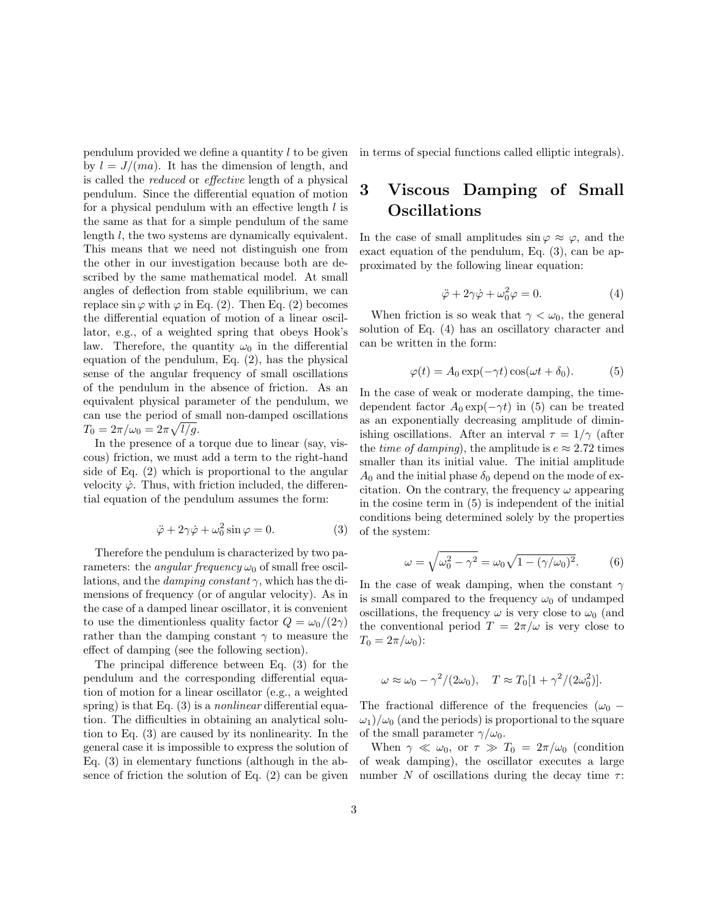pendulum provided we define a quantity $l$ to be given by $l = J/(ma)$. It has the dimension of length, and is called the *reduced* or *effective* length of a physical pendulum. Since the differential equation of motion for a physical pendulum with an effective length $l$ is the same as that for a simple pendulum of the same length $l$, the two systems are dynamically equivalent. This means that we need not distinguish one from the other in our investigation because both are described by the same mathematical model. At small angles of deflection from stable equilibrium, we can replace $\sin\varphi$ with $\varphi$ in Eq. (2). Then Eq. (2) becomes the differential equation of motion of a linear oscillator, e.g., of a weighted spring that obeys Hook's law. Therefore, the quantity $\omega_0$ in the differential equation of the pendulum, Eq. (2), has the physical sense of the angular frequency of small oscillations of the pendulum in the absence of friction. As an equivalent physical parameter of the pendulum, we can use the period of small non-damped oscillations $T_0 = 2\pi/\omega_0 = 2\pi\sqrt{l/g}$.

In the presence of a torque due to linear (say, viscous) friction, we must add a term to the right-hand side of Eq. (2) which is proportional to the angular velocity $\dot{\varphi}$. Thus, with friction included, the differential equation of the pendulum assumes the form:

$$\ddot{\varphi} + 2\gamma\dot{\varphi} + \omega_0^2 \sin\varphi = 0. \tag{3}$$

Therefore the pendulum is characterized by two parameters: the *angular frequency* $\omega_0$ of small free oscillations, and the *damping constant* $\gamma$, which has the dimensions of frequency (or of angular velocity). As in the case of a damped linear oscillator, it is convenient to use the dimentionless quality factor $Q = \omega_0/(2\gamma)$ rather than the damping constant $\gamma$ to measure the effect of damping (see the following section).

The principal difference between Eq. (3) for the pendulum and the corresponding differential equation of motion for a linear oscillator (e.g., a weighted spring) is that Eq. (3) is a *nonlinear* differential equation. The difficulties in obtaining an analytical solution to Eq. (3) are caused by its nonlinearity. In the general case it is impossible to express the solution of Eq. (3) in elementary functions (although in the absence of friction the solution of Eq. (2) can be given in terms of special functions called elliptic integrals).

## 3 Viscous Damping of Small Oscillations

In the case of small amplitudes $\sin\varphi \approx \varphi$, and the exact equation of the pendulum, Eq. (3), can be approximated by the following linear equation:

$$\ddot{\varphi} + 2\gamma\dot{\varphi} + \omega_0^2 \varphi = 0. \tag{4}$$

When friction is so weak that $\gamma < \omega_0$, the general solution of Eq. (4) has an oscillatory character and can be written in the form:

$$\varphi(t) = A_0 \exp(-\gamma t)\cos(\omega t + \delta_0). \tag{5}$$

In the case of weak or moderate damping, the time-dependent factor $A_0 \exp(-\gamma t)$ in (5) can be treated as an exponentially decreasing amplitude of diminishing oscillations. After an interval $\tau = 1/\gamma$ (after the *time of damping*), the amplitude is $e \approx 2.72$ times smaller than its initial value. The initial amplitude $A_0$ and the initial phase $\delta_0$ depend on the mode of excitation. On the contrary, the frequency $\omega$ appearing in the cosine term in (5) is independent of the initial conditions being determined solely by the properties of the system:

$$\omega = \sqrt{\omega_0^2 - \gamma^2} = \omega_0\sqrt{1 - (\gamma/\omega_0)^2}. \tag{6}$$

In the case of weak damping, when the constant $\gamma$ is small compared to the frequency $\omega_0$ of undamped oscillations, the frequency $\omega$ is very close to $\omega_0$ (and the conventional period $T = 2\pi/\omega$ is very close to $T_0 = 2\pi/\omega_0$):

$$\omega \approx \omega_0 - \gamma^2/(2\omega_0), \quad T \approx T_0[1 + \gamma^2/(2\omega_0^2)].$$

The fractional difference of the frequencies $(\omega_0 - \omega_1)/\omega_0$ (and the periods) is proportional to the square of the small parameter $\gamma/\omega_0$.

When $\gamma \ll \omega_0$, or $\tau \gg T_0 = 2\pi/\omega_0$ (condition of weak damping), the oscillator executes a large number $N$ of oscillations during the decay time $\tau$: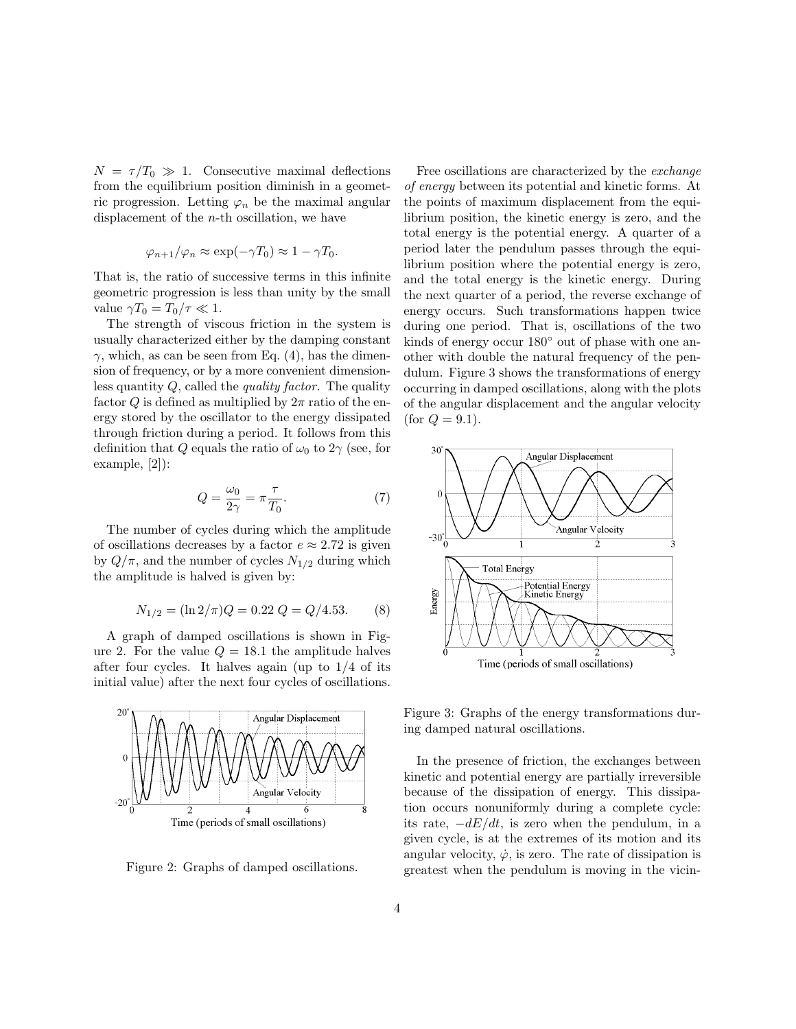$N = \tau/T_0 \gg 1$. Consecutive maximal deflections from the equilibrium position diminish in a geometric progression. Letting $\varphi_n$ be the maximal angular displacement of the $n$-th oscillation, we have

$$\varphi_{n+1}/\varphi_n \approx \exp(-\gamma T_0) \approx 1 - \gamma T_0.$$

That is, the ratio of successive terms in this infinite geometric progression is less than unity by the small value $\gamma T_0 = T_0/\tau \ll 1$.

The strength of viscous friction in the system is usually characterized either by the damping constant $\gamma$, which, as can be seen from Eq. (4), has the dimension of frequency, or by a more convenient dimensionless quantity $Q$, called the *quality factor.* The quality factor $Q$ is defined as multiplied by $2\pi$ ratio of the energy stored by the oscillator to the energy dissipated through friction during a period. It follows from this definition that $Q$ equals the ratio of $\omega_0$ to $2\gamma$ (see, for example, [2]):

$$Q = \frac{\omega_0}{2\gamma} = \pi\frac{\tau}{T_0}. \tag{7}$$

The number of cycles during which the amplitude of oscillations decreases by a factor $e \approx 2.72$ is given by $Q/\pi$, and the number of cycles $N_{1/2}$ during which the amplitude is halved is given by:

$$N_{1/2} = (\ln 2/\pi)Q = 0.22\,Q = Q/4.53. \tag{8}$$

A graph of damped oscillations is shown in Figure 2. For the value $Q = 18.1$ the amplitude halves after four cycles. It halves again (up to 1/4 of its initial value) after the next four cycles of oscillations.

Figure 2: Graphs of damped oscillations.

Free oscillations are characterized by the *exchange of energy* between its potential and kinetic forms. At the points of maximum displacement from the equilibrium position, the kinetic energy is zero, and the total energy is the potential energy. A quarter of a period later the pendulum passes through the equilibrium position where the potential energy is zero, and the total energy is the kinetic energy. During the next quarter of a period, the reverse exchange of energy occurs. Such transformations happen twice during one period. That is, oscillations of the two kinds of energy occur 180° out of phase with one another with double the natural frequency of the pendulum. Figure 3 shows the transformations of energy occurring in damped oscillations, along with the plots of the angular displacement and the angular velocity (for $Q = 9.1$).

Figure 3: Graphs of the energy transformations during damped natural oscillations.

In the presence of friction, the exchanges between kinetic and potential energy are partially irreversible because of the dissipation of energy. This dissipation occurs nonuniformly during a complete cycle: its rate, $-dE/dt$, is zero when the pendulum, in a given cycle, is at the extremes of its motion and its angular velocity, $\dot{\varphi}$, is zero. The rate of dissipation is greatest when the pendulum is moving in the vicin-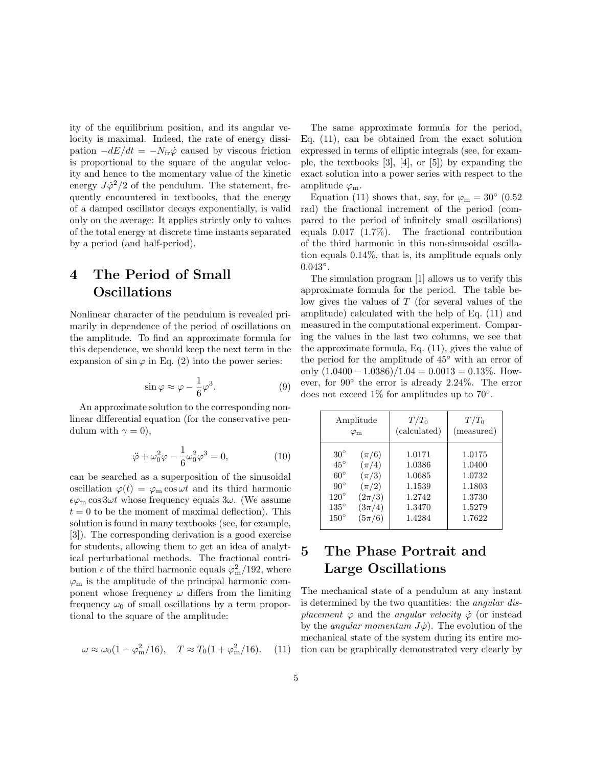ity of the equilibrium position, and its angular velocity is maximal. Indeed, the rate of energy dissipation $-dE/dt = -N_{\rm fr}\dot{\varphi}$ caused by viscous friction is proportional to the square of the angular velocity and hence to the momentary value of the kinetic energy $J\dot{\varphi}^2/2$ of the pendulum. The statement, frequently encountered in textbooks, that the energy of a damped oscillator decays exponentially, is valid only on the average: It applies strictly only to values of the total energy at discrete time instants separated by a period (and half-period).

# 4 The Period of Small Oscillations

Nonlinear character of the pendulum is revealed primarily in dependence of the period of oscillations on the amplitude. To find an approximate formula for this dependence, we should keep the next term in the expansion of $\sin\varphi$ in Eq. (2) into the power series:

$$\sin\varphi \approx \varphi - \frac{1}{6}\varphi^3. \tag{9}$$

An approximate solution to the corresponding nonlinear differential equation (for the conservative pendulum with $\gamma = 0$),

$$\ddot{\varphi} + \omega_0^2\varphi - \frac{1}{6}\omega_0^2\varphi^3 = 0, \tag{10}$$

can be searched as a superposition of the sinusoidal oscillation $\varphi(t) = \varphi_{\rm m}\cos\omega t$ and its third harmonic $\epsilon\varphi_{\rm m}\cos 3\omega t$ whose frequency equals $3\omega$. (We assume $t = 0$ to be the moment of maximal deflection). This solution is found in many textbooks (see, for example, [3]). The corresponding derivation is a good exercise for students, allowing them to get an idea of analytical perturbational methods. The fractional contribution $\epsilon$ of the third harmonic equals $\varphi_{\rm m}^2/192$, where $\varphi_{\rm m}$ is the amplitude of the principal harmonic component whose frequency $\omega$ differs from the limiting frequency $\omega_0$ of small oscillations by a term proportional to the square of the amplitude:

$$\omega \approx \omega_0(1 - \varphi_{\rm m}^2/16), \quad T \approx T_0(1 + \varphi_{\rm m}^2/16). \tag{11}$$

The same approximate formula for the period, Eq. (11), can be obtained from the exact solution expressed in terms of elliptic integrals (see, for example, the textbooks [3], [4], or [5]) by expanding the exact solution into a power series with respect to the amplitude $\varphi_{\rm m}$.

Equation (11) shows that, say, for $\varphi_{\rm m} = 30^\circ$ (0.52 rad) the fractional increment of the period (compared to the period of infinitely small oscillations) equals 0.017 (1.7%). The fractional contribution of the third harmonic in this non-sinusoidal oscillation equals 0.14%, that is, its amplitude equals only $0.043^\circ$.

The simulation program [1] allows us to verify this approximate formula for the period. The table below gives the values of $T$ (for several values of the amplitude) calculated with the help of Eq. (11) and measured in the computational experiment. Comparing the values in the last two columns, we see that the approximate formula, Eq. (11), gives the value of the period for the amplitude of $45^\circ$ with an error of only $(1.0400 - 1.0386)/1.04 = 0.0013 = 0.13\%$. However, for $90^\circ$ the error is already 2.24%. The error does not exceed 1% for amplitudes up to $70^\circ$.

| Amplitude $\varphi_{\rm m}$ | | $T/T_0$ (calculated) | $T/T_0$ (measured) |
|---|---|---|---|
| $30^\circ$ | $(\pi/6)$ | 1.0171 | 1.0175 |
| $45^\circ$ | $(\pi/4)$ | 1.0386 | 1.0400 |
| $60^\circ$ | $(\pi/3)$ | 1.0685 | 1.0732 |
| $90^\circ$ | $(\pi/2)$ | 1.1539 | 1.1803 |
| $120^\circ$ | $(2\pi/3)$ | 1.2742 | 1.3730 |
| $135^\circ$ | $(3\pi/4)$ | 1.3470 | 1.5279 |
| $150^\circ$ | $(5\pi/6)$ | 1.4284 | 1.7622 |

# 5 The Phase Portrait and Large Oscillations

The mechanical state of a pendulum at any instant is determined by the two quantities: the *angular displacement* $\varphi$ and the *angular velocity* $\dot{\varphi}$ (or instead by the *angular momentum* $J\dot{\varphi}$). The evolution of the mechanical state of the system during its entire motion can be graphically demonstrated very clearly by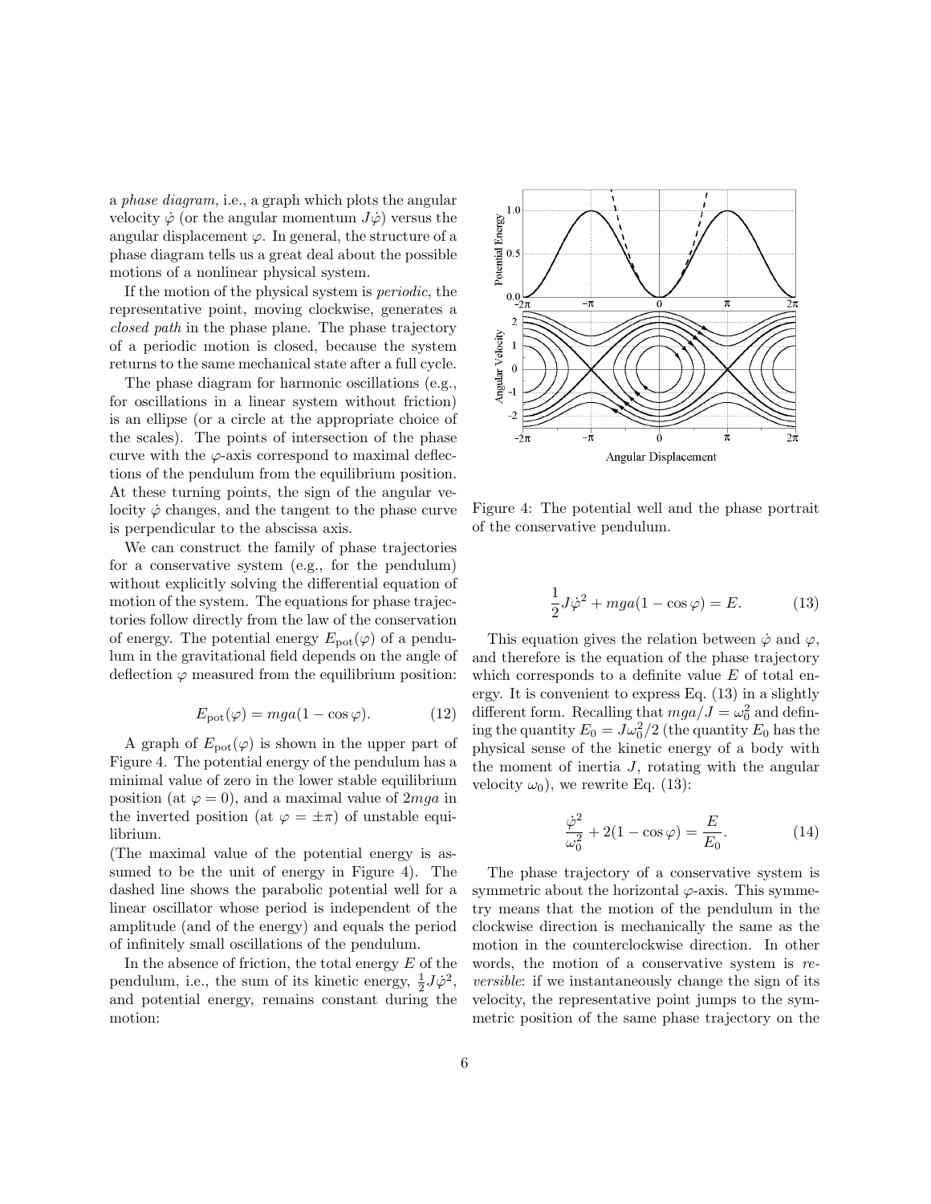a *phase diagram,* i.e., a graph which plots the angular velocity $\dot{\varphi}$ (or the angular momentum $J\dot{\varphi}$) versus the angular displacement $\varphi$. In general, the structure of a phase diagram tells us a great deal about the possible motions of a nonlinear physical system.

If the motion of the physical system is *periodic*, the representative point, moving clockwise, generates a *closed path* in the phase plane. The phase trajectory of a periodic motion is closed, because the system returns to the same mechanical state after a full cycle.

The phase diagram for harmonic oscillations (e.g., for oscillations in a linear system without friction) is an ellipse (or a circle at the appropriate choice of the scales). The points of intersection of the phase curve with the $\varphi$-axis correspond to maximal deflections of the pendulum from the equilibrium position. At these turning points, the sign of the angular velocity $\dot{\varphi}$ changes, and the tangent to the phase curve is perpendicular to the abscissa axis.

We can construct the family of phase trajectories for a conservative system (e.g., for the pendulum) without explicitly solving the differential equation of motion of the system. The equations for phase trajectories follow directly from the law of the conservation of energy. The potential energy $E_{\rm pot}(\varphi)$ of a pendulum in the gravitational field depends on the angle of deflection $\varphi$ measured from the equilibrium position:

$$E_{\rm pot}(\varphi) = mga(1 - \cos\varphi). \tag{12}$$

A graph of $E_{\rm pot}(\varphi)$ is shown in the upper part of Figure 4. The potential energy of the pendulum has a minimal value of zero in the lower stable equilibrium position (at $\varphi = 0$), and a maximal value of $2mga$ in the inverted position (at $\varphi = \pm\pi$) of unstable equilibrium.
(The maximal value of the potential energy is assumed to be the unit of energy in Figure 4). The dashed line shows the parabolic potential well for a linear oscillator whose period is independent of the amplitude (and of the energy) and equals the period of infinitely small oscillations of the pendulum.

In the absence of friction, the total energy $E$ of the pendulum, i.e., the sum of its kinetic energy, $\frac{1}{2}J\dot{\varphi}^2$, and potential energy, remains constant during the motion:

Figure 4: The potential well and the phase portrait of the conservative pendulum.

$$\frac{1}{2}J\dot{\varphi}^2 + mga(1 - \cos\varphi) = E. \tag{13}$$

This equation gives the relation between $\dot{\varphi}$ and $\varphi$, and therefore is the equation of the phase trajectory which corresponds to a definite value $E$ of total energy. It is convenient to express Eq. (13) in a slightly different form. Recalling that $mga/J = \omega_0^2$ and defining the quantity $E_0 = J\omega_0^2/2$ (the quantity $E_0$ has the physical sense of the kinetic energy of a body with the moment of inertia $J$, rotating with the angular velocity $\omega_0$), we rewrite Eq. (13):

$$\frac{\dot{\varphi}^2}{\omega_0^2} + 2(1 - \cos\varphi) = \frac{E}{E_0}. \tag{14}$$

The phase trajectory of a conservative system is symmetric about the horizontal $\varphi$-axis. This symmetry means that the motion of the pendulum in the clockwise direction is mechanically the same as the motion in the counterclockwise direction. In other words, the motion of a conservative system is *reversible*: if we instantaneously change the sign of its velocity, the representative point jumps to the symmetric position of the same phase trajectory on the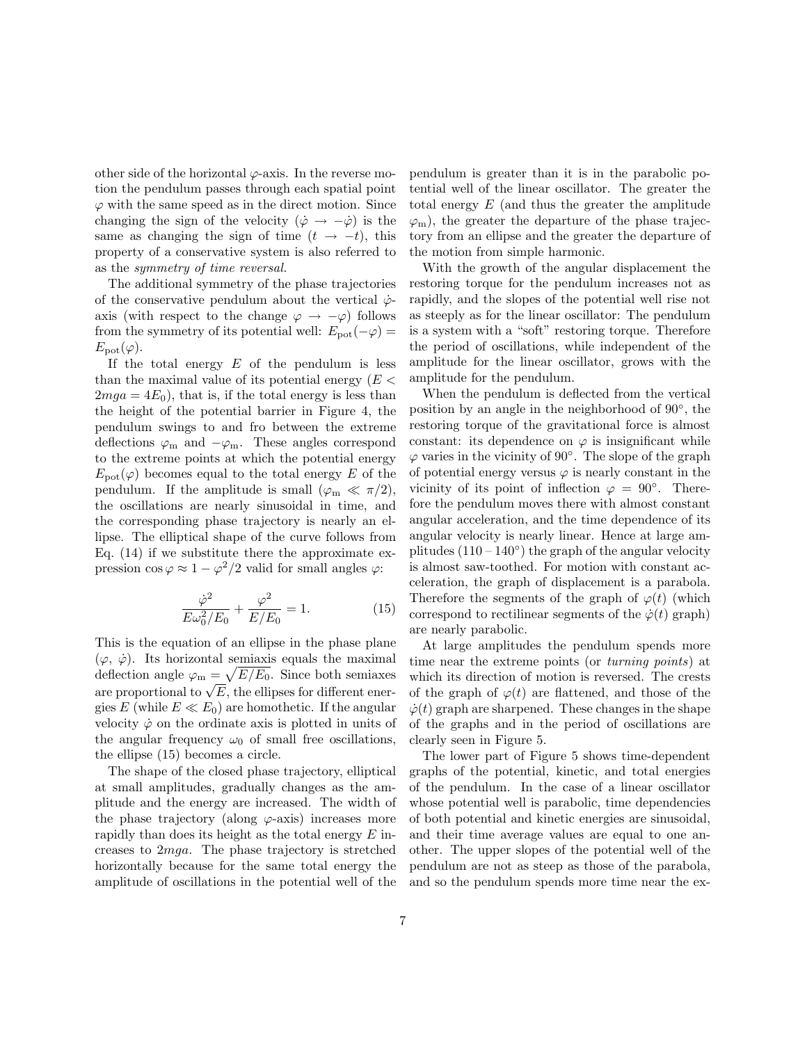other side of the horizontal $\varphi$-axis. In the reverse motion the pendulum passes through each spatial point $\varphi$ with the same speed as in the direct motion. Since changing the sign of the velocity ($\dot{\varphi} \rightarrow -\dot{\varphi}$) is the same as changing the sign of time ($t \rightarrow -t$), this property of a conservative system is also referred to as the *symmetry of time reversal*.

The additional symmetry of the phase trajectories of the conservative pendulum about the vertical $\dot{\varphi}$-axis (with respect to the change $\varphi \rightarrow -\varphi$) follows from the symmetry of its potential well: $E_{\mathrm{pot}}(-\varphi) = E_{\mathrm{pot}}(\varphi)$.

If the total energy $E$ of the pendulum is less than the maximal value of its potential energy ($E < 2mga = 4E_0$), that is, if the total energy is less than the height of the potential barrier in Figure 4, the pendulum swings to and fro between the extreme deflections $\varphi_{\mathrm{m}}$ and $-\varphi_{\mathrm{m}}$. These angles correspond to the extreme points at which the potential energy $E_{\mathrm{pot}}(\varphi)$ becomes equal to the total energy $E$ of the pendulum. If the amplitude is small ($\varphi_{\mathrm{m}} \ll \pi/2$), the oscillations are nearly sinusoidal in time, and the corresponding phase trajectory is nearly an ellipse. The elliptical shape of the curve follows from Eq. (14) if we substitute there the approximate expression $\cos\varphi \approx 1 - \varphi^2/2$ valid for small angles $\varphi$:

$$\frac{\dot{\varphi}^2}{E\omega_0^2/E_0} + \frac{\varphi^2}{E/E_0} = 1. \qquad (15)$$

This is the equation of an ellipse in the phase plane ($\varphi$, $\dot{\varphi}$). Its horizontal semiaxis equals the maximal deflection angle $\varphi_{\mathrm{m}} = \sqrt{E/E_0}$. Since both semiaxes are proportional to $\sqrt{E}$, the ellipses for different energies $E$ (while $E \ll E_0$) are homothetic. If the angular velocity $\dot{\varphi}$ on the ordinate axis is plotted in units of the angular frequency $\omega_0$ of small free oscillations, the ellipse (15) becomes a circle.

The shape of the closed phase trajectory, elliptical at small amplitudes, gradually changes as the amplitude and the energy are increased. The width of the phase trajectory (along $\varphi$-axis) increases more rapidly than does its height as the total energy $E$ increases to $2mga$. The phase trajectory is stretched horizontally because for the same total energy the amplitude of oscillations in the potential well of the pendulum is greater than it is in the parabolic potential well of the linear oscillator. The greater the total energy $E$ (and thus the greater the amplitude $\varphi_{\mathrm{m}}$), the greater the departure of the phase trajectory from an ellipse and the greater the departure of the motion from simple harmonic.

With the growth of the angular displacement the restoring torque for the pendulum increases not as rapidly, and the slopes of the potential well rise not as steeply as for the linear oscillator: The pendulum is a system with a "soft" restoring torque. Therefore the period of oscillations, while independent of the amplitude for the linear oscillator, grows with the amplitude for the pendulum.

When the pendulum is deflected from the vertical position by an angle in the neighborhood of 90°, the restoring torque of the gravitational force is almost constant: its dependence on $\varphi$ is insignificant while $\varphi$ varies in the vicinity of 90°. The slope of the graph of potential energy versus $\varphi$ is nearly constant in the vicinity of its point of inflection $\varphi = 90°$. Therefore the pendulum moves there with almost constant angular acceleration, and the time dependence of its angular velocity is nearly linear. Hence at large amplitudes (110 – 140°) the graph of the angular velocity is almost saw-toothed. For motion with constant acceleration, the graph of displacement is a parabola. Therefore the segments of the graph of $\varphi(t)$ (which correspond to rectilinear segments of the $\dot{\varphi}(t)$ graph) are nearly parabolic.

At large amplitudes the pendulum spends more time near the extreme points (or *turning points*) at which its direction of motion is reversed. The crests of the graph of $\varphi(t)$ are flattened, and those of the $\dot{\varphi}(t)$ graph are sharpened. These changes in the shape of the graphs and in the period of oscillations are clearly seen in Figure 5.

The lower part of Figure 5 shows time-dependent graphs of the potential, kinetic, and total energies of the pendulum. In the case of a linear oscillator whose potential well is parabolic, time dependencies of both potential and kinetic energies are sinusoidal, and their time average values are equal to one another. The upper slopes of the potential well of the pendulum are not as steep as those of the parabola, and so the pendulum spends more time near the ex-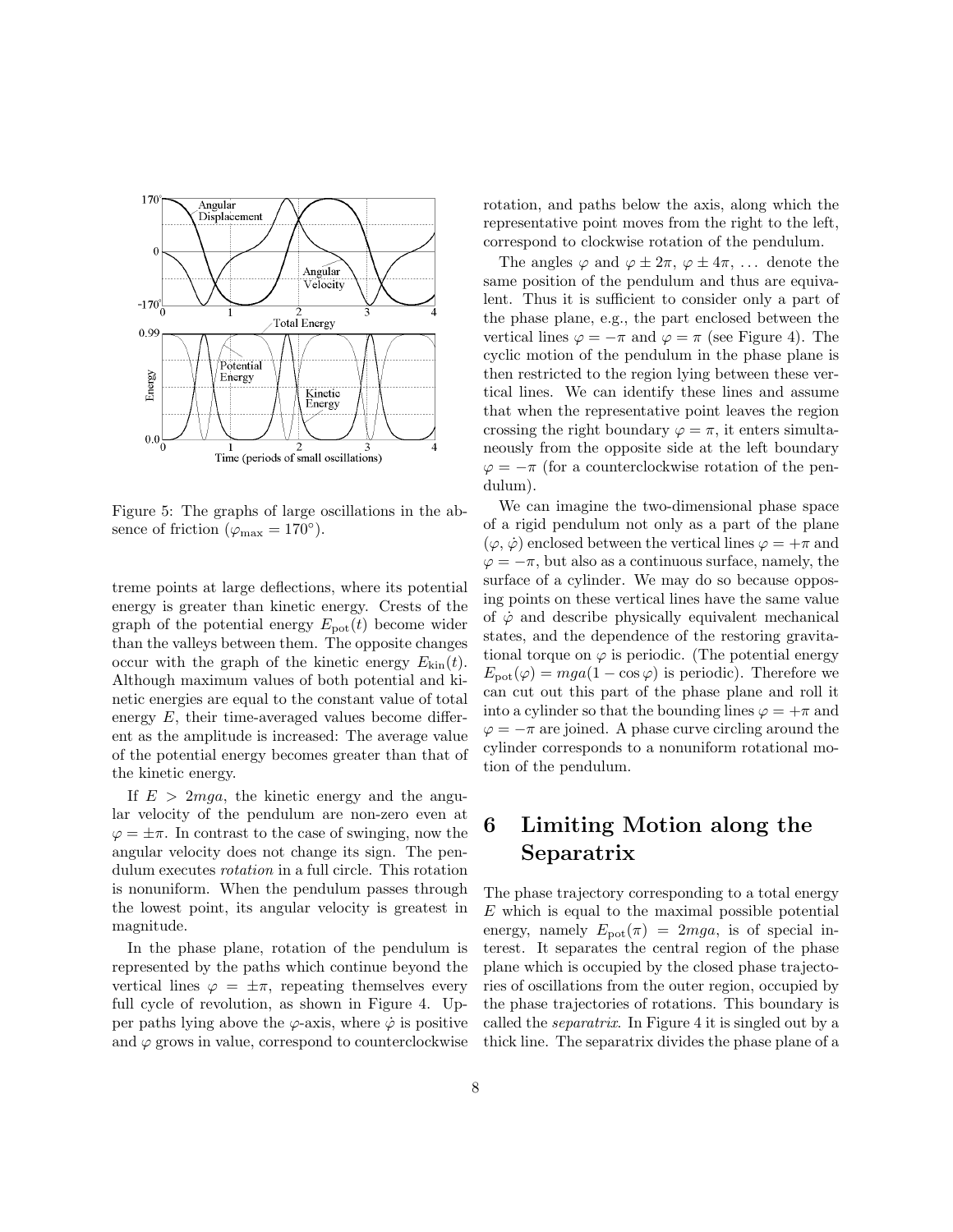Figure 5: The graphs of large oscillations in the absence of friction ($\varphi_{\max} = 170^\circ$).

treme points at large deflections, where its potential energy is greater than kinetic energy. Crests of the graph of the potential energy $E_{\rm pot}(t)$ become wider than the valleys between them. The opposite changes occur with the graph of the kinetic energy $E_{\rm kin}(t)$. Although maximum values of both potential and kinetic energies are equal to the constant value of total energy $E$, their time-averaged values become different as the amplitude is increased: The average value of the potential energy becomes greater than that of the kinetic energy.

If $E > 2mga$, the kinetic energy and the angular velocity of the pendulum are non-zero even at $\varphi = \pm\pi$. In contrast to the case of swinging, now the angular velocity does not change its sign. The pendulum executes *rotation* in a full circle. This rotation is nonuniform. When the pendulum passes through the lowest point, its angular velocity is greatest in magnitude.

In the phase plane, rotation of the pendulum is represented by the paths which continue beyond the vertical lines $\varphi = \pm\pi$, repeating themselves every full cycle of revolution, as shown in Figure 4. Upper paths lying above the $\varphi$-axis, where $\dot\varphi$ is positive and $\varphi$ grows in value, correspond to counterclockwise rotation, and paths below the axis, along which the representative point moves from the right to the left, correspond to clockwise rotation of the pendulum.

The angles $\varphi$ and $\varphi \pm 2\pi$, $\varphi \pm 4\pi$, ... denote the same position of the pendulum and thus are equivalent. Thus it is sufficient to consider only a part of the phase plane, e.g., the part enclosed between the vertical lines $\varphi = -\pi$ and $\varphi = \pi$ (see Figure 4). The cyclic motion of the pendulum in the phase plane is then restricted to the region lying between these vertical lines. We can identify these lines and assume that when the representative point leaves the region crossing the right boundary $\varphi = \pi$, it enters simultaneously from the opposite side at the left boundary $\varphi = -\pi$ (for a counterclockwise rotation of the pendulum).

We can imagine the two-dimensional phase space of a rigid pendulum not only as a part of the plane $(\varphi, \dot\varphi)$ enclosed between the vertical lines $\varphi = +\pi$ and $\varphi = -\pi$, but also as a continuous surface, namely, the surface of a cylinder. We may do so because opposing points on these vertical lines have the same value of $\dot\varphi$ and describe physically equivalent mechanical states, and the dependence of the restoring gravitational torque on $\varphi$ is periodic. (The potential energy $E_{\rm pot}(\varphi) = mga(1 - \cos\varphi)$ is periodic). Therefore we can cut out this part of the phase plane and roll it into a cylinder so that the bounding lines $\varphi = +\pi$ and $\varphi = -\pi$ are joined. A phase curve circling around the cylinder corresponds to a nonuniform rotational motion of the pendulum.

# 6 Limiting Motion along the Separatrix

The phase trajectory corresponding to a total energy $E$ which is equal to the maximal possible potential energy, namely $E_{\rm pot}(\pi) = 2mga$, is of special interest. It separates the central region of the phase plane which is occupied by the closed phase trajectories of oscillations from the outer region, occupied by the phase trajectories of rotations. This boundary is called the *separatrix*. In Figure 4 it is singled out by a thick line. The separatrix divides the phase plane of a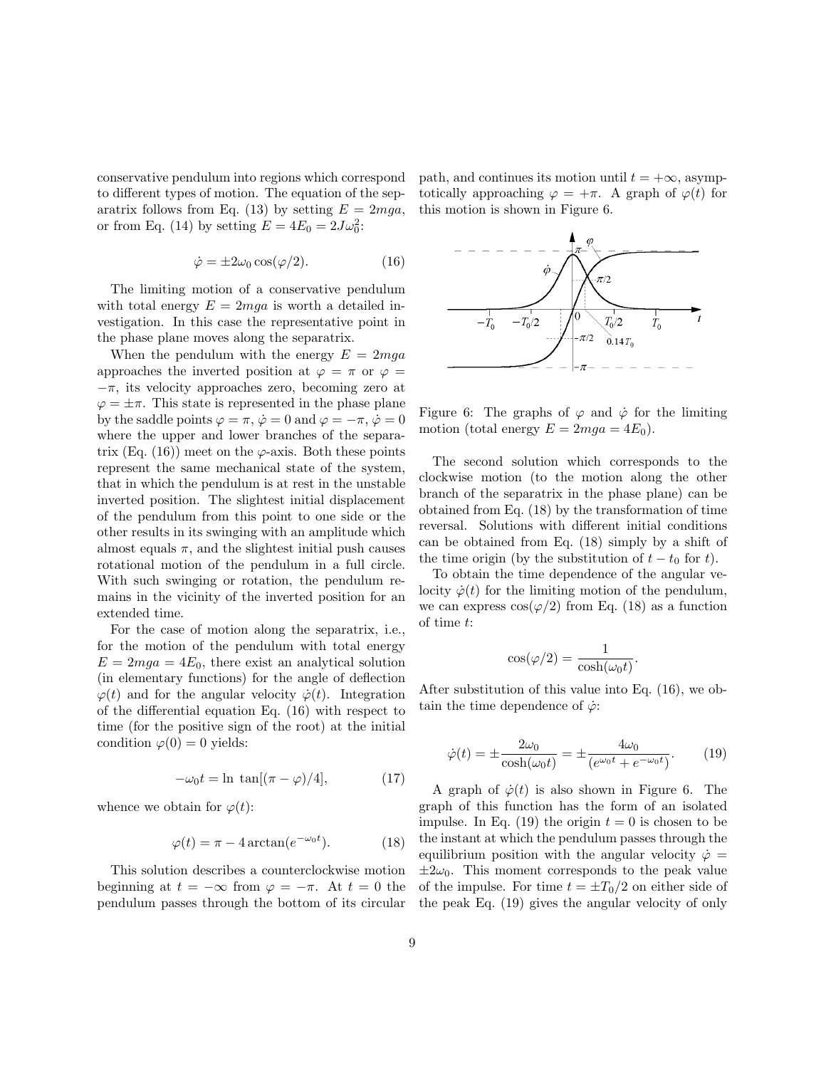conservative pendulum into regions which correspond to different types of motion. The equation of the separatrix follows from Eq. (13) by setting $E = 2mga$, or from Eq. (14) by setting $E = 4E_0 = 2J\omega_0^2$:

$$\dot{\varphi} = \pm 2\omega_0 \cos(\varphi/2). \tag{16}$$

The limiting motion of a conservative pendulum with total energy $E = 2mga$ is worth a detailed investigation. In this case the representative point in the phase plane moves along the separatrix.

When the pendulum with the energy $E = 2mga$ approaches the inverted position at $\varphi = \pi$ or $\varphi = -\pi$, its velocity approaches zero, becoming zero at $\varphi = \pm\pi$. This state is represented in the phase plane by the saddle points $\varphi = \pi$, $\dot{\varphi} = 0$ and $\varphi = -\pi$, $\dot{\varphi} = 0$ where the upper and lower branches of the separatrix (Eq. (16)) meet on the $\varphi$-axis. Both these points represent the same mechanical state of the system, that in which the pendulum is at rest in the unstable inverted position. The slightest initial displacement of the pendulum from this point to one side or the other results in its swinging with an amplitude which almost equals $\pi$, and the slightest initial push causes rotational motion of the pendulum in a full circle. With such swinging or rotation, the pendulum remains in the vicinity of the inverted position for an extended time.

For the case of motion along the separatrix, i.e., for the motion of the pendulum with total energy $E = 2mga = 4E_0$, there exist an analytical solution (in elementary functions) for the angle of deflection $\varphi(t)$ and for the angular velocity $\dot{\varphi}(t)$. Integration of the differential equation Eq. (16) with respect to time (for the positive sign of the root) at the initial condition $\varphi(0) = 0$ yields:

$$-\omega_0 t = \ln\, \tan[(\pi - \varphi)/4], \tag{17}$$

whence we obtain for $\varphi(t)$:

$$\varphi(t) = \pi - 4\arctan(e^{-\omega_0 t}). \tag{18}$$

This solution describes a counterclockwise motion beginning at $t = -\infty$ from $\varphi = -\pi$. At $t = 0$ the pendulum passes through the bottom of its circular path, and continues its motion until $t = +\infty$, asymptotically approaching $\varphi = +\pi$. A graph of $\varphi(t)$ for this motion is shown in Figure 6.

Figure 6: The graphs of $\varphi$ and $\dot{\varphi}$ for the limiting motion (total energy $E = 2mga = 4E_0$).

The second solution which corresponds to the clockwise motion (to the motion along the other branch of the separatrix in the phase plane) can be obtained from Eq. (18) by the transformation of time reversal. Solutions with different initial conditions can be obtained from Eq. (18) simply by a shift of the time origin (by the substitution of $t - t_0$ for $t$).

To obtain the time dependence of the angular velocity $\dot{\varphi}(t)$ for the limiting motion of the pendulum, we can express $\cos(\varphi/2)$ from Eq. (18) as a function of time $t$:

$$\cos(\varphi/2) = \frac{1}{\cosh(\omega_0 t)}.$$

After substitution of this value into Eq. (16), we obtain the time dependence of $\dot{\varphi}$:

$$\dot{\varphi}(t) = \pm\frac{2\omega_0}{\cosh(\omega_0 t)} = \pm\frac{4\omega_0}{(e^{\omega_0 t} + e^{-\omega_0 t})}. \tag{19}$$

A graph of $\dot{\varphi}(t)$ is also shown in Figure 6. The graph of this function has the form of an isolated impulse. In Eq. (19) the origin $t = 0$ is chosen to be the instant at which the pendulum passes through the equilibrium position with the angular velocity $\dot{\varphi} = \pm 2\omega_0$. This moment corresponds to the peak value of the impulse. For time $t = \pm T_0/2$ on either side of the peak Eq. (19) gives the angular velocity of only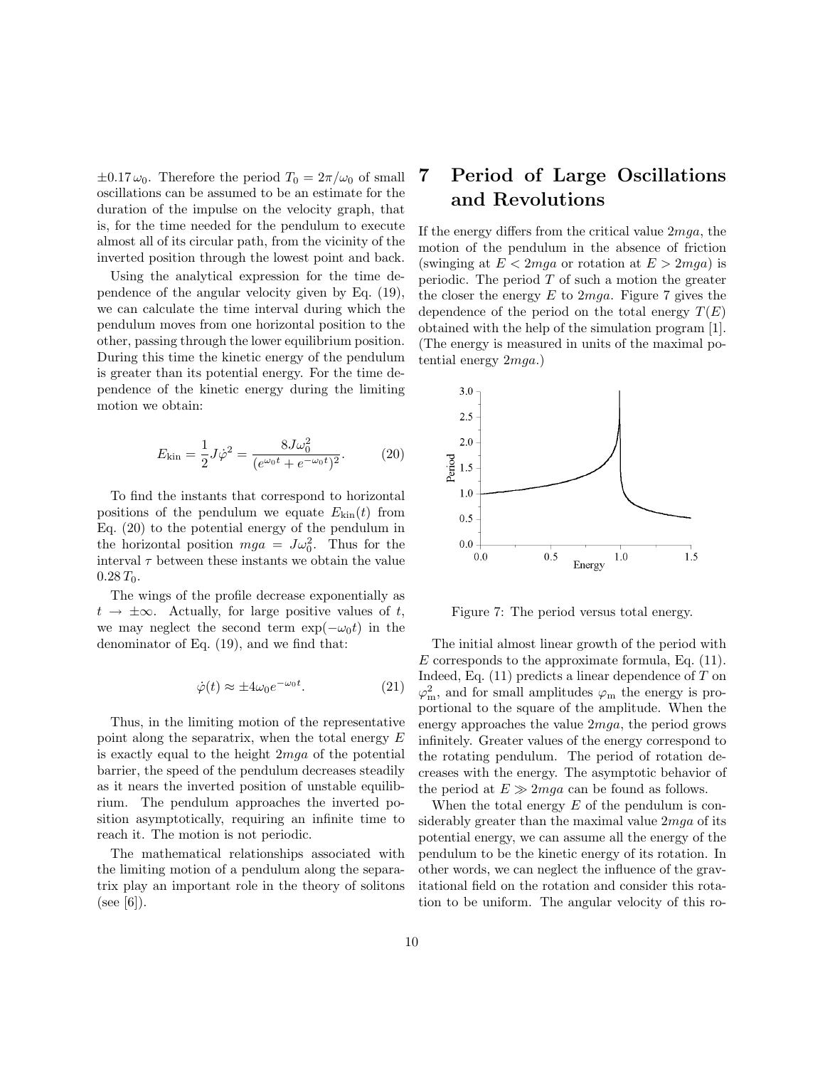$\pm 0.17\,\omega_0$. Therefore the period $T_0 = 2\pi/\omega_0$ of small oscillations can be assumed to be an estimate for the duration of the impulse on the velocity graph, that is, for the time needed for the pendulum to execute almost all of its circular path, from the vicinity of the inverted position through the lowest point and back.

Using the analytical expression for the time dependence of the angular velocity given by Eq. (19), we can calculate the time interval during which the pendulum moves from one horizontal position to the other, passing through the lower equilibrium position. During this time the kinetic energy of the pendulum is greater than its potential energy. For the time dependence of the kinetic energy during the limiting motion we obtain:

$$E_{\rm kin} = \frac{1}{2}J\dot{\varphi}^2 = \frac{8J\omega_0^2}{(e^{\omega_0 t} + e^{-\omega_0 t})^2}. \qquad (20)$$

To find the instants that correspond to horizontal positions of the pendulum we equate $E_{\rm kin}(t)$ from Eq. (20) to the potential energy of the pendulum in the horizontal position $mga = J\omega_0^2$. Thus for the interval $\tau$ between these instants we obtain the value $0.28\,T_0$.

The wings of the profile decrease exponentially as $t \to \pm\infty$. Actually, for large positive values of $t$, we may neglect the second term $\exp(-\omega_0 t)$ in the denominator of Eq. (19), and we find that:

$$\dot{\varphi}(t) \approx \pm 4\omega_0 e^{-\omega_0 t}. \qquad (21)$$

Thus, in the limiting motion of the representative point along the separatrix, when the total energy $E$ is exactly equal to the height $2mga$ of the potential barrier, the speed of the pendulum decreases steadily as it nears the inverted position of unstable equilibrium. The pendulum approaches the inverted position asymptotically, requiring an infinite time to reach it. The motion is not periodic.

The mathematical relationships associated with the limiting motion of a pendulum along the separatrix play an important role in the theory of solitons (see [6]).

# 7 Period of Large Oscillations and Revolutions

If the energy differs from the critical value $2mga$, the motion of the pendulum in the absence of friction (swinging at $E < 2mga$ or rotation at $E > 2mga$) is periodic. The period $T$ of such a motion the greater the closer the energy $E$ to $2mga$. Figure 7 gives the dependence of the period on the total energy $T(E)$ obtained with the help of the simulation program [1]. (The energy is measured in units of the maximal potential energy $2mga$.)

Figure 7: The period versus total energy.

The initial almost linear growth of the period with $E$ corresponds to the approximate formula, Eq. (11). Indeed, Eq. (11) predicts a linear dependence of $T$ on $\varphi_{\rm m}^2$, and for small amplitudes $\varphi_{\rm m}$ the energy is proportional to the square of the amplitude. When the energy approaches the value $2mga$, the period grows infinitely. Greater values of the energy correspond to the rotating pendulum. The period of rotation decreases with the energy. The asymptotic behavior of the period at $E \gg 2mga$ can be found as follows.

When the total energy $E$ of the pendulum is considerably greater than the maximal value $2mga$ of its potential energy, we can assume all the energy of the pendulum to be the kinetic energy of its rotation. In other words, we can neglect the influence of the gravitational field on the rotation and consider this rotation to be uniform. The angular velocity of this ro-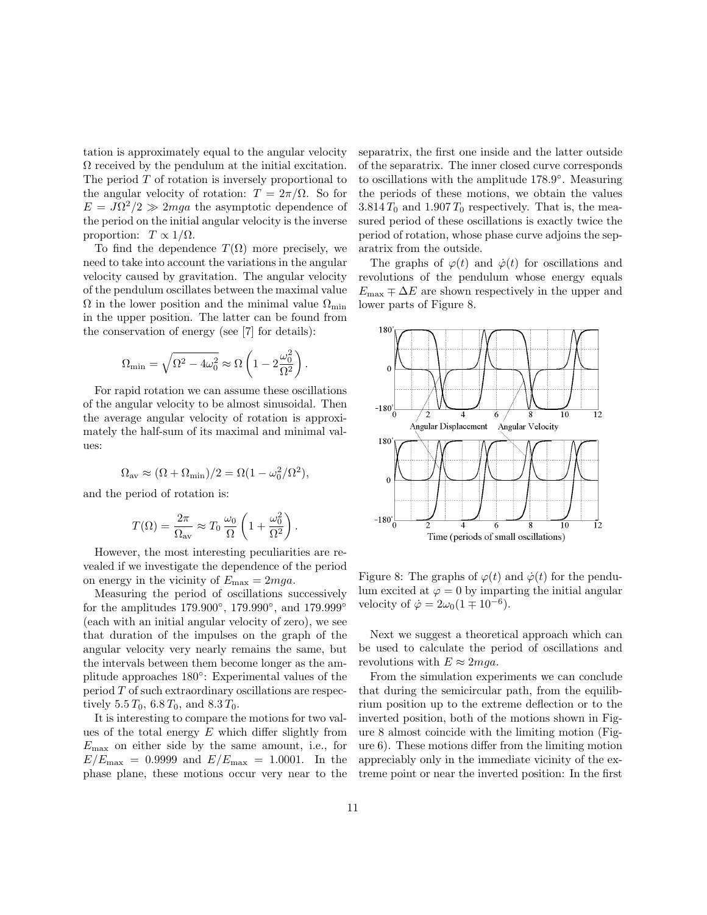tation is approximately equal to the angular velocity $\Omega$ received by the pendulum at the initial excitation. The period $T$ of rotation is inversely proportional to the angular velocity of rotation: $T = 2\pi/\Omega$. So for $E = J\Omega^2/2 \gg 2mga$ the asymptotic dependence of the period on the initial angular velocity is the inverse proportion: $T \propto 1/\Omega$.

To find the dependence $T(\Omega)$ more precisely, we need to take into account the variations in the angular velocity caused by gravitation. The angular velocity of the pendulum oscillates between the maximal value $\Omega$ in the lower position and the minimal value $\Omega_{\min}$ in the upper position. The latter can be found from the conservation of energy (see [7] for details):

$$\Omega_{\min} = \sqrt{\Omega^2 - 4\omega_0^2} \approx \Omega\left(1 - 2\frac{\omega_0^2}{\Omega^2}\right).$$

For rapid rotation we can assume these oscillations of the angular velocity to be almost sinusoidal. Then the average angular velocity of rotation is approximately the half-sum of its maximal and minimal values:

$$\Omega_{\text{av}} \approx (\Omega + \Omega_{\min})/2 = \Omega(1 - \omega_0^2/\Omega^2),$$

and the period of rotation is:

$$T(\Omega) = \frac{2\pi}{\Omega_{\text{av}}} \approx T_0\,\frac{\omega_0}{\Omega}\left(1 + \frac{\omega_0^2}{\Omega^2}\right).$$

However, the most interesting peculiarities are revealed if we investigate the dependence of the period on energy in the vicinity of $E_{\max} = 2mga$.

Measuring the period of oscillations successively for the amplitudes $179.900^\circ$, $179.990^\circ$, and $179.999^\circ$ (each with an initial angular velocity of zero), we see that duration of the impulses on the graph of the angular velocity very nearly remains the same, but the intervals between them become longer as the amplitude approaches $180^\circ$: Experimental values of the period $T$ of such extraordinary oscillations are respectively $5.5\,T_0$, $6.8\,T_0$, and $8.3\,T_0$.

It is interesting to compare the motions for two values of the total energy $E$ which differ slightly from $E_{\max}$ on either side by the same amount, i.e., for $E/E_{\max} = 0.9999$ and $E/E_{\max} = 1.0001$. In the phase plane, these motions occur very near to the separatrix, the first one inside and the latter outside of the separatrix. The inner closed curve corresponds to oscillations with the amplitude $178.9^\circ$. Measuring the periods of these motions, we obtain the values $3.814\,T_0$ and $1.907\,T_0$ respectively. That is, the measured period of these oscillations is exactly twice the period of rotation, whose phase curve adjoins the separatrix from the outside.

The graphs of $\varphi(t)$ and $\dot\varphi(t)$ for oscillations and revolutions of the pendulum whose energy equals $E_{\max} \mp \Delta E$ are shown respectively in the upper and lower parts of Figure 8.

Figure 8: The graphs of $\varphi(t)$ and $\dot\varphi(t)$ for the pendulum excited at $\varphi = 0$ by imparting the initial angular velocity of $\dot\varphi = 2\omega_0(1 \mp 10^{-6})$.

Next we suggest a theoretical approach which can be used to calculate the period of oscillations and revolutions with $E \approx 2mga$.

From the simulation experiments we can conclude that during the semicircular path, from the equilibrium position up to the extreme deflection or to the inverted position, both of the motions shown in Figure 8 almost coincide with the limiting motion (Figure 6). These motions differ from the limiting motion appreciably only in the immediate vicinity of the extreme point or near the inverted position: In the first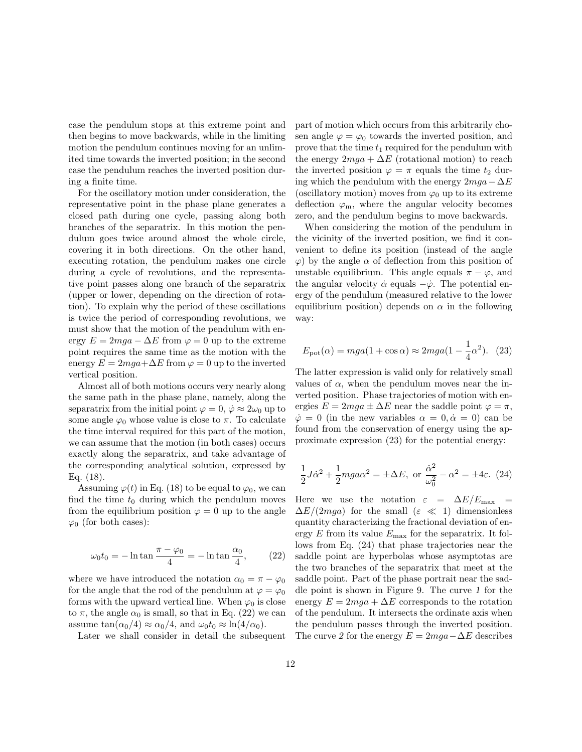case the pendulum stops at this extreme point and then begins to move backwards, while in the limiting motion the pendulum continues moving for an unlimited time towards the inverted position; in the second case the pendulum reaches the inverted position during a finite time.

For the oscillatory motion under consideration, the representative point in the phase plane generates a closed path during one cycle, passing along both branches of the separatrix. In this motion the pendulum goes twice around almost the whole circle, covering it in both directions. On the other hand, executing rotation, the pendulum makes one circle during a cycle of revolutions, and the representative point passes along one branch of the separatrix (upper or lower, depending on the direction of rotation). To explain why the period of these oscillations is twice the period of corresponding revolutions, we must show that the motion of the pendulum with energy $E = 2mga - \Delta E$ from $\varphi = 0$ up to the extreme point requires the same time as the motion with the energy $E = 2mga + \Delta E$ from $\varphi = 0$ up to the inverted vertical position.

Almost all of both motions occurs very nearly along the same path in the phase plane, namely, along the separatrix from the initial point $\varphi = 0$, $\dot{\varphi} \approx 2\omega_0$ up to some angle $\varphi_0$ whose value is close to $\pi$. To calculate the time interval required for this part of the motion, we can assume that the motion (in both cases) occurs exactly along the separatrix, and take advantage of the corresponding analytical solution, expressed by Eq. (18).

Assuming $\varphi(t)$ in Eq. (18) to be equal to $\varphi_0$, we can find the time $t_0$ during which the pendulum moves from the equilibrium position $\varphi = 0$ up to the angle $\varphi_0$ (for both cases):

$$\omega_0 t_0 = -\ln\tan\frac{\pi - \varphi_0}{4} = -\ln\tan\frac{\alpha_0}{4}, \qquad (22)$$

where we have introduced the notation $\alpha_0 = \pi - \varphi_0$ for the angle that the rod of the pendulum at $\varphi = \varphi_0$ forms with the upward vertical line. When $\varphi_0$ is close to $\pi$, the angle $\alpha_0$ is small, so that in Eq. (22) we can assume $\tan(\alpha_0/4) \approx \alpha_0/4$, and $\omega_0 t_0 \approx \ln(4/\alpha_0)$.

Later we shall consider in detail the subsequent part of motion which occurs from this arbitrarily chosen angle $\varphi = \varphi_0$ towards the inverted position, and prove that the time $t_1$ required for the pendulum with the energy $2mga + \Delta E$ (rotational motion) to reach the inverted position $\varphi = \pi$ equals the time $t_2$ during which the pendulum with the energy $2mga - \Delta E$ (oscillatory motion) moves from $\varphi_0$ up to its extreme deflection $\varphi_{\mathrm{m}}$, where the angular velocity becomes zero, and the pendulum begins to move backwards.

When considering the motion of the pendulum in the vicinity of the inverted position, we find it convenient to define its position (instead of the angle $\varphi$) by the angle $\alpha$ of deflection from this position of unstable equilibrium. This angle equals $\pi - \varphi$, and the angular velocity $\dot{\alpha}$ equals $-\dot{\varphi}$. The potential energy of the pendulum (measured relative to the lower equilibrium position) depends on $\alpha$ in the following way:

$$E_{\mathrm{pot}}(\alpha) = mga(1 + \cos\alpha) \approx 2mga(1 - \frac{1}{4}\alpha^2). \quad (23)$$

The latter expression is valid only for relatively small values of $\alpha$, when the pendulum moves near the inverted position. Phase trajectories of motion with energies $E = 2mga \pm \Delta E$ near the saddle point $\varphi = \pi$, $\dot{\varphi} = 0$ (in the new variables $\alpha = 0, \dot{\alpha} = 0$) can be found from the conservation of energy using the approximate expression (23) for the potential energy:

$$\frac{1}{2}J\dot{\alpha}^2 + \frac{1}{2}mga\alpha^2 = \pm\Delta E, \text{ or } \frac{\dot{\alpha}^2}{\omega_0^2} - \alpha^2 = \pm 4\varepsilon. \quad (24)$$

Here we use the notation $\varepsilon = \Delta E/E_{\max} = \Delta E/(2mga)$ for the small ($\varepsilon \ll 1$) dimensionless quantity characterizing the fractional deviation of energy $E$ from its value $E_{\max}$ for the separatrix. It follows from Eq. (24) that phase trajectories near the saddle point are hyperbolas whose asymptotas are the two branches of the separatrix that meet at the saddle point. Part of the phase portrait near the saddle point is shown in Figure 9. The curve *1* for the energy $E = 2mga + \Delta E$ corresponds to the rotation of the pendulum. It intersects the ordinate axis when the pendulum passes through the inverted position. The curve *2* for the energy $E = 2mga - \Delta E$ describes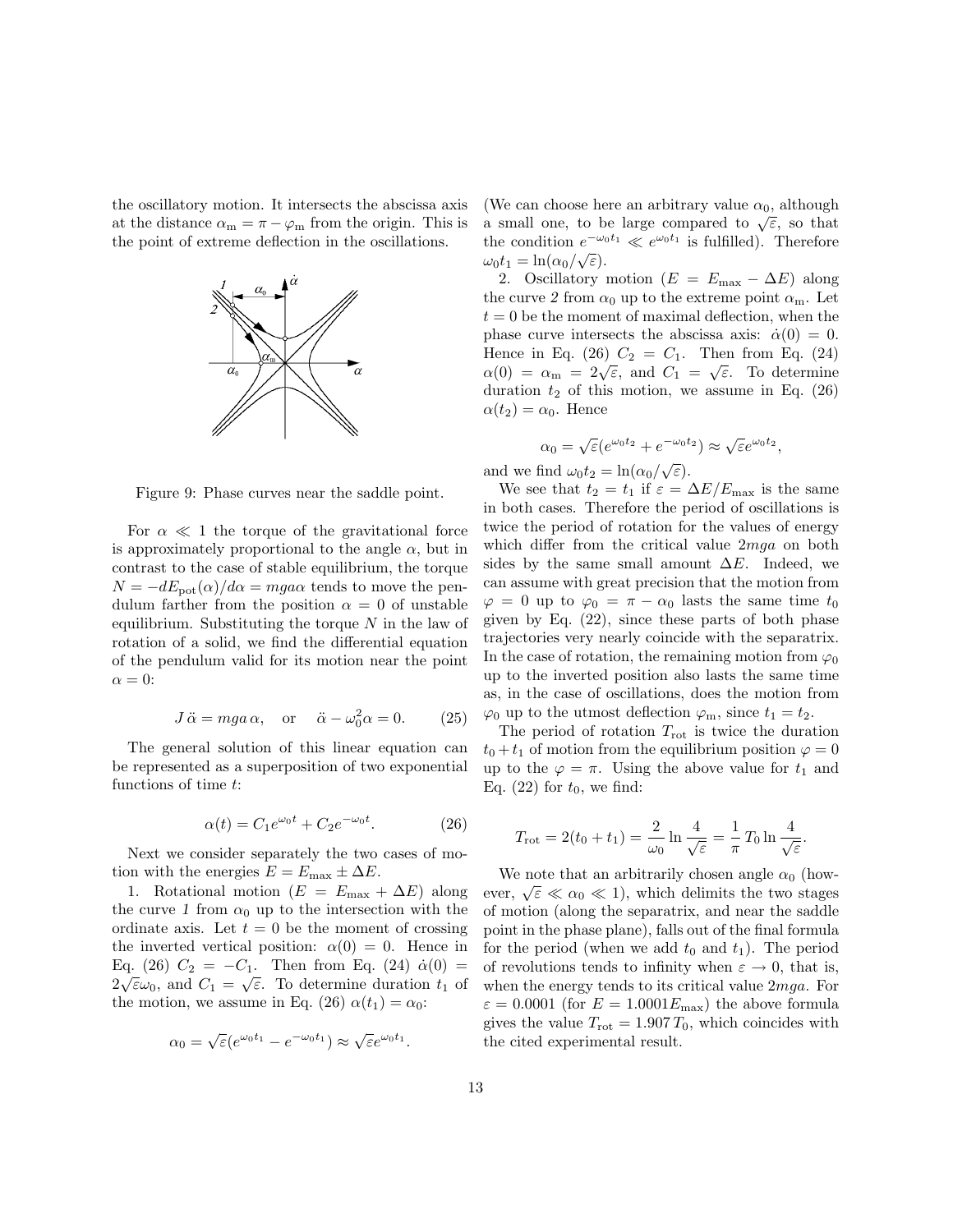the oscillatory motion. It intersects the abscissa axis at the distance $\alpha_\mathrm{m} = \pi - \varphi_\mathrm{m}$ from the origin. This is the point of extreme deflection in the oscillations.

Figure 9: Phase curves near the saddle point.

For $\alpha \ll 1$ the torque of the gravitational force is approximately proportional to the angle $\alpha$, but in contrast to the case of stable equilibrium, the torque $N = -dE_\mathrm{pot}(\alpha)/d\alpha = mga\alpha$ tends to move the pendulum farther from the position $\alpha = 0$ of unstable equilibrium. Substituting the torque $N$ in the law of rotation of a solid, we find the differential equation of the pendulum valid for its motion near the point $\alpha = 0$:

$$J\,\ddot{\alpha} = mga\,\alpha, \quad \text{or} \quad \ddot{\alpha} - \omega_0^2\alpha = 0. \tag{25}$$

The general solution of this linear equation can be represented as a superposition of two exponential functions of time $t$:

$$\alpha(t) = C_1 e^{\omega_0 t} + C_2 e^{-\omega_0 t}. \tag{26}$$

Next we consider separately the two cases of motion with the energies $E = E_\mathrm{max} \pm \Delta E$.

1. Rotational motion ($E = E_\mathrm{max} + \Delta E$) along the curve *1* from $\alpha_0$ up to the intersection with the ordinate axis. Let $t = 0$ be the moment of crossing the inverted vertical position: $\alpha(0) = 0$. Hence in Eq. (26) $C_2 = -C_1$. Then from Eq. (24) $\dot{\alpha}(0) = 2\sqrt{\varepsilon}\omega_0$, and $C_1 = \sqrt{\varepsilon}$. To determine duration $t_1$ of the motion, we assume in Eq. (26) $\alpha(t_1) = \alpha_0$:

$$\alpha_0 = \sqrt{\varepsilon}(e^{\omega_0 t_1} - e^{-\omega_0 t_1}) \approx \sqrt{\varepsilon}e^{\omega_0 t_1}.$$

(We can choose here an arbitrary value $\alpha_0$, although a small one, to be large compared to $\sqrt{\varepsilon}$, so that the condition $e^{-\omega_0 t_1} \ll e^{\omega_0 t_1}$ is fulfilled). Therefore $\omega_0 t_1 = \ln(\alpha_0/\sqrt{\varepsilon})$.

2. Oscillatory motion ($E = E_\mathrm{max} - \Delta E$) along the curve *2* from $\alpha_0$ up to the extreme point $\alpha_\mathrm{m}$. Let $t = 0$ be the moment of maximal deflection, when the phase curve intersects the abscissa axis: $\dot{\alpha}(0) = 0$. Hence in Eq. (26) $C_2 = C_1$. Then from Eq. (24) $\alpha(0) = \alpha_\mathrm{m} = 2\sqrt{\varepsilon}$, and $C_1 = \sqrt{\varepsilon}$. To determine duration $t_2$ of this motion, we assume in Eq. (26) $\alpha(t_2) = \alpha_0$. Hence

$$\alpha_0 = \sqrt{\varepsilon}(e^{\omega_0 t_2} + e^{-\omega_0 t_2}) \approx \sqrt{\varepsilon}e^{\omega_0 t_2},$$

and we find $\omega_0 t_2 = \ln(\alpha_0/\sqrt{\varepsilon})$.

We see that $t_2 = t_1$ if $\varepsilon = \Delta E/E_\mathrm{max}$ is the same in both cases. Therefore the period of oscillations is twice the period of rotation for the values of energy which differ from the critical value $2mga$ on both sides by the same small amount $\Delta E$. Indeed, we can assume with great precision that the motion from $\varphi = 0$ up to $\varphi_0 = \pi - \alpha_0$ lasts the same time $t_0$ given by Eq. (22), since these parts of both phase trajectories very nearly coincide with the separatrix. In the case of rotation, the remaining motion from $\varphi_0$ up to the inverted position also lasts the same time as, in the case of oscillations, does the motion from $\varphi_0$ up to the utmost deflection $\varphi_\mathrm{m}$, since $t_1 = t_2$.

The period of rotation $T_\mathrm{rot}$ is twice the duration $t_0 + t_1$ of motion from the equilibrium position $\varphi = 0$ up to the $\varphi = \pi$. Using the above value for $t_1$ and Eq. (22) for $t_0$, we find:

$$T_\mathrm{rot} = 2(t_0 + t_1) = \frac{2}{\omega_0}\ln\frac{4}{\sqrt{\varepsilon}} = \frac{1}{\pi}\,T_0\ln\frac{4}{\sqrt{\varepsilon}}.$$

We note that an arbitrarily chosen angle $\alpha_0$ (however, $\sqrt{\varepsilon} \ll \alpha_0 \ll 1$), which delimits the two stages of motion (along the separatrix, and near the saddle point in the phase plane), falls out of the final formula for the period (when we add $t_0$ and $t_1$). The period of revolutions tends to infinity when $\varepsilon \to 0$, that is, when the energy tends to its critical value $2mga$. For $\varepsilon = 0.0001$ (for $E = 1.0001E_\mathrm{max}$) the above formula gives the value $T_\mathrm{rot} = 1.907\,T_0$, which coincides with the cited experimental result.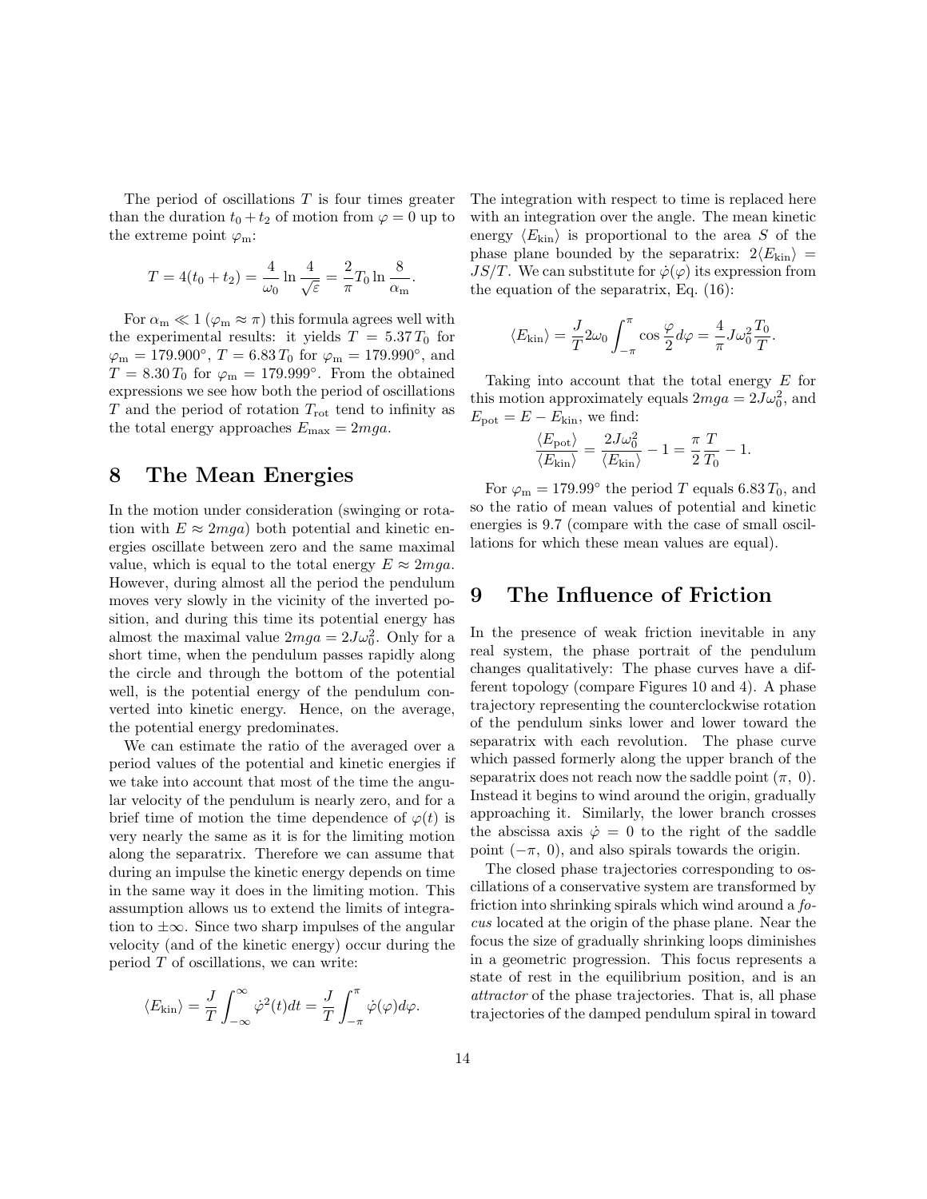The period of oscillations $T$ is four times greater than the duration $t_0 + t_2$ of motion from $\varphi = 0$ up to the extreme point $\varphi_\mathrm{m}$:

$$T = 4(t_0 + t_2) = \frac{4}{\omega_0} \ln \frac{4}{\sqrt{\varepsilon}} = \frac{2}{\pi} T_0 \ln \frac{8}{\alpha_\mathrm{m}}.$$

For $\alpha_\mathrm{m} \ll 1$ ($\varphi_\mathrm{m} \approx \pi$) this formula agrees well with the experimental results: it yields $T = 5.37\,T_0$ for $\varphi_\mathrm{m} = 179.900^\circ$, $T = 6.83\,T_0$ for $\varphi_\mathrm{m} = 179.990^\circ$, and $T = 8.30\,T_0$ for $\varphi_\mathrm{m} = 179.999^\circ$. From the obtained expressions we see how both the period of oscillations $T$ and the period of rotation $T_\mathrm{rot}$ tend to infinity as the total energy approaches $E_\mathrm{max} = 2mga$.

## 8 The Mean Energies

In the motion under consideration (swinging or rotation with $E \approx 2mga$) both potential and kinetic energies oscillate between zero and the same maximal value, which is equal to the total energy $E \approx 2mga$. However, during almost all the period the pendulum moves very slowly in the vicinity of the inverted position, and during this time its potential energy has almost the maximal value $2mga = 2J\omega_0^2$. Only for a short time, when the pendulum passes rapidly along the circle and through the bottom of the potential well, is the potential energy of the pendulum converted into kinetic energy. Hence, on the average, the potential energy predominates.

We can estimate the ratio of the averaged over a period values of the potential and kinetic energies if we take into account that most of the time the angular velocity of the pendulum is nearly zero, and for a brief time of motion the time dependence of $\varphi(t)$ is very nearly the same as it is for the limiting motion along the separatrix. Therefore we can assume that during an impulse the kinetic energy depends on time in the same way it does in the limiting motion. This assumption allows us to extend the limits of integration to $\pm\infty$. Since two sharp impulses of the angular velocity (and of the kinetic energy) occur during the period $T$ of oscillations, we can write:

$$\langle E_\mathrm{kin} \rangle = \frac{J}{T} \int_{-\infty}^{\infty} \dot{\varphi}^2(t) dt = \frac{J}{T} \int_{-\pi}^{\pi} \dot{\varphi}(\varphi) d\varphi.$$

The integration with respect to time is replaced here with an integration over the angle. The mean kinetic energy $\langle E_\mathrm{kin} \rangle$ is proportional to the area $S$ of the phase plane bounded by the separatrix: $2\langle E_\mathrm{kin} \rangle = JS/T$. We can substitute for $\dot{\varphi}(\varphi)$ its expression from the equation of the separatrix, Eq. (16):

$$\langle E_\mathrm{kin} \rangle = \frac{J}{T} 2\omega_0 \int_{-\pi}^{\pi} \cos\frac{\varphi}{2} d\varphi = \frac{4}{\pi} J\omega_0^2 \frac{T_0}{T}.$$

Taking into account that the total energy $E$ for this motion approximately equals $2mga = 2J\omega_0^2$, and $E_\mathrm{pot} = E - E_\mathrm{kin}$, we find:

$$\frac{\langle E_\mathrm{pot} \rangle}{\langle E_\mathrm{kin} \rangle} = \frac{2J\omega_0^2}{\langle E_\mathrm{kin} \rangle} - 1 = \frac{\pi}{2} \frac{T}{T_0} - 1.$$

For $\varphi_\mathrm{m} = 179.99^\circ$ the period $T$ equals $6.83\,T_0$, and so the ratio of mean values of potential and kinetic energies is 9.7 (compare with the case of small oscillations for which these mean values are equal).

## 9 The Influence of Friction

In the presence of weak friction inevitable in any real system, the phase portrait of the pendulum changes qualitatively: The phase curves have a different topology (compare Figures 10 and 4). A phase trajectory representing the counterclockwise rotation of the pendulum sinks lower and lower toward the separatrix with each revolution. The phase curve which passed formerly along the upper branch of the separatrix does not reach now the saddle point $(\pi,\ 0)$. Instead it begins to wind around the origin, gradually approaching it. Similarly, the lower branch crosses the abscissa axis $\dot{\varphi} = 0$ to the right of the saddle point $(-\pi,\ 0)$, and also spirals towards the origin.

The closed phase trajectories corresponding to oscillations of a conservative system are transformed by friction into shrinking spirals which wind around a *focus* located at the origin of the phase plane. Near the focus the size of gradually shrinking loops diminishes in a geometric progression. This focus represents a state of rest in the equilibrium position, and is an *attractor* of the phase trajectories. That is, all phase trajectories of the damped pendulum spiral in toward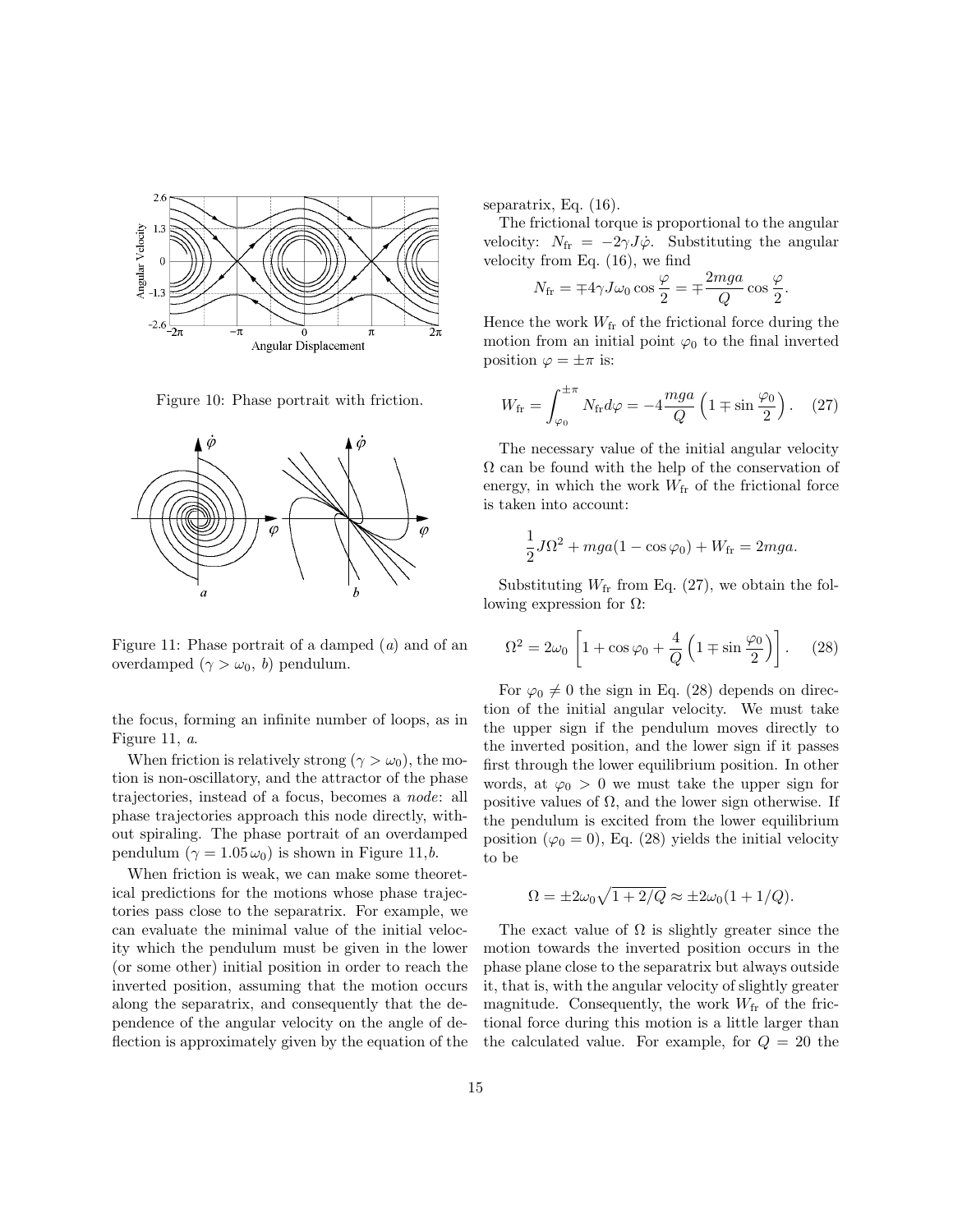Figure 10: Phase portrait with friction.

Figure 11: Phase portrait of a damped ($a$) and of an overdamped ($\gamma > \omega_0$, $b$) pendulum.

the focus, forming an infinite number of loops, as in Figure 11, *a*.

When friction is relatively strong ($\gamma > \omega_0$), the motion is non-oscillatory, and the attractor of the phase trajectories, instead of a focus, becomes a *node*: all phase trajectories approach this node directly, without spiraling. The phase portrait of an overdamped pendulum ($\gamma = 1.05\,\omega_0$) is shown in Figure 11,*b*.

When friction is weak, we can make some theoretical predictions for the motions whose phase trajectories pass close to the separatrix. For example, we can evaluate the minimal value of the initial velocity which the pendulum must be given in the lower (or some other) initial position in order to reach the inverted position, assuming that the motion occurs along the separatrix, and consequently that the dependence of the angular velocity on the angle of deflection is approximately given by the equation of the separatrix, Eq. (16).

The frictional torque is proportional to the angular velocity: $N_{\text{fr}} = -2\gamma J\dot{\varphi}$. Substituting the angular velocity from Eq. (16), we find

$$N_{\text{fr}} = \mp 4\gamma J\omega_0 \cos\frac{\varphi}{2} = \mp\frac{2mga}{Q}\cos\frac{\varphi}{2}.$$

Hence the work $W_{\text{fr}}$ of the frictional force during the motion from an initial point $\varphi_0$ to the final inverted position $\varphi = \pm\pi$ is:

$$W_{\text{fr}} = \int_{\varphi_0}^{\pm\pi} N_{\text{fr}}\, d\varphi = -4\frac{mga}{Q}\left(1 \mp \sin\frac{\varphi_0}{2}\right). \quad (27)$$

The necessary value of the initial angular velocity $\Omega$ can be found with the help of the conservation of energy, in which the work $W_{\text{fr}}$ of the frictional force is taken into account:

$$\frac{1}{2}J\Omega^2 + mga(1 - \cos\varphi_0) + W_{\text{fr}} = 2mga.$$

Substituting $W_{\text{fr}}$ from Eq. (27), we obtain the following expression for $\Omega$:

$$\Omega^2 = 2\omega_0\left[1 + \cos\varphi_0 + \frac{4}{Q}\left(1 \mp \sin\frac{\varphi_0}{2}\right)\right]. \quad (28)$$

For $\varphi_0 \neq 0$ the sign in Eq. (28) depends on direction of the initial angular velocity. We must take the upper sign if the pendulum moves directly to the inverted position, and the lower sign if it passes first through the lower equilibrium position. In other words, at $\varphi_0 > 0$ we must take the upper sign for positive values of $\Omega$, and the lower sign otherwise. If the pendulum is excited from the lower equilibrium position ($\varphi_0 = 0$), Eq. (28) yields the initial velocity to be

$$\Omega = \pm 2\omega_0\sqrt{1 + 2/Q} \approx \pm 2\omega_0(1 + 1/Q).$$

The exact value of $\Omega$ is slightly greater since the motion towards the inverted position occurs in the phase plane close to the separatrix but always outside it, that is, with the angular velocity of slightly greater magnitude. Consequently, the work $W_{\text{fr}}$ of the frictional force during this motion is a little larger than the calculated value. For example, for $Q = 20$ the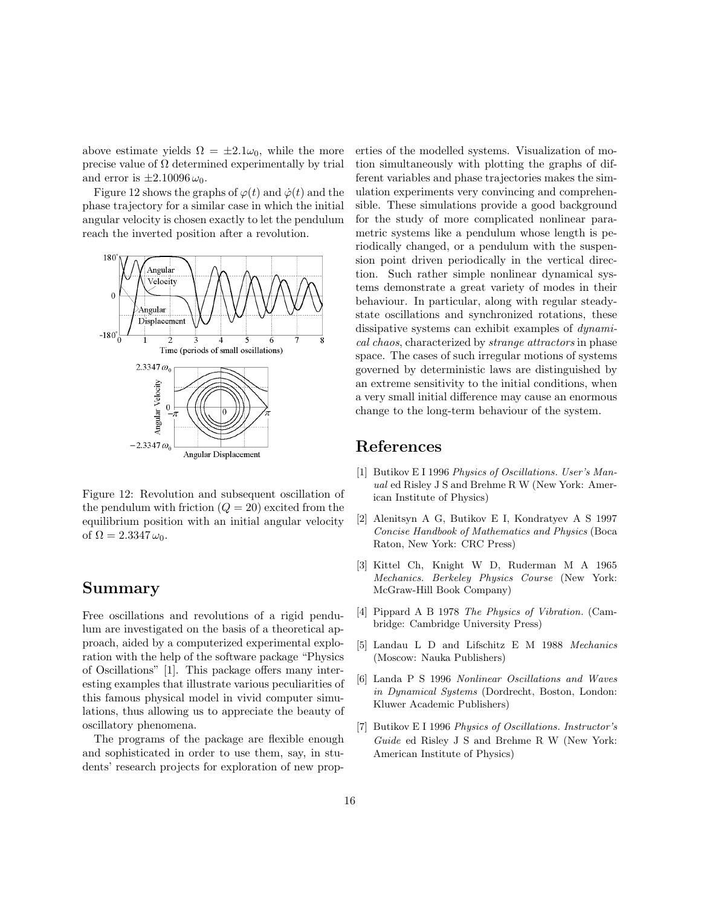above estimate yields $\Omega = \pm 2.1\omega_0$, while the more precise value of $\Omega$ determined experimentally by trial and error is $\pm 2.10096\,\omega_0$.

Figure 12 shows the graphs of $\varphi(t)$ and $\dot{\varphi}(t)$ and the phase trajectory for a similar case in which the initial angular velocity is chosen exactly to let the pendulum reach the inverted position after a revolution.

180°
Angular Velocity
0
Angular Displacement
-180°
0 1 2 3 4 5 6 7 8
Time (periods of small oscillations)

$2.3347\,\omega_0$
Angular Velocity
0
$-\pi$ 0 $\pi$
$-2.3347\,\omega_0$
Angular Displacement

Figure 12: Revolution and subsequent oscillation of the pendulum with friction ($Q = 20$) excited from the equilibrium position with an initial angular velocity of $\Omega = 2.3347\,\omega_0$.

## Summary

Free oscillations and revolutions of a rigid pendulum are investigated on the basis of a theoretical approach, aided by a computerized experimental exploration with the help of the software package "Physics of Oscillations" [1]. This package offers many interesting examples that illustrate various peculiarities of this famous physical model in vivid computer simulations, thus allowing us to appreciate the beauty of oscillatory phenomena.

The programs of the package are flexible enough and sophisticated in order to use them, say, in students' research projects for exploration of new properties of the modelled systems. Visualization of motion simultaneously with plotting the graphs of different variables and phase trajectories makes the simulation experiments very convincing and comprehensible. These simulations provide a good background for the study of more complicated nonlinear parametric systems like a pendulum whose length is periodically changed, or a pendulum with the suspension point driven periodically in the vertical direction. Such rather simple nonlinear dynamical systems demonstrate a great variety of modes in their behaviour. In particular, along with regular steady-state oscillations and synchronized rotations, these dissipative systems can exhibit examples of *dynamical chaos*, characterized by *strange attractors* in phase space. The cases of such irregular motions of systems governed by deterministic laws are distinguished by an extreme sensitivity to the initial conditions, when a very small initial difference may cause an enormous change to the long-term behaviour of the system.

## References

[1] Butikov E I 1996 *Physics of Oscillations. User's Manual* ed Risley J S and Brehme R W (New York: American Institute of Physics)

[2] Alenitsyn A G, Butikov E I, Kondratyev A S 1997 *Concise Handbook of Mathematics and Physics* (Boca Raton, New York: CRC Press)

[3] Kittel Ch, Knight W D, Ruderman M A 1965 *Mechanics. Berkeley Physics Course* (New York: McGraw-Hill Book Company)

[4] Pippard A B 1978 *The Physics of Vibration.* (Cambridge: Cambridge University Press)

[5] Landau L D and Lifschitz E M 1988 *Mechanics* (Moscow: Nauka Publishers)

[6] Landa P S 1996 *Nonlinear Oscillations and Waves in Dynamical Systems* (Dordrecht, Boston, London: Kluwer Academic Publishers)

[7] Butikov E I 1996 *Physics of Oscillations. Instructor's Guide* ed Risley J S and Brehme R W (New York: American Institute of Physics)